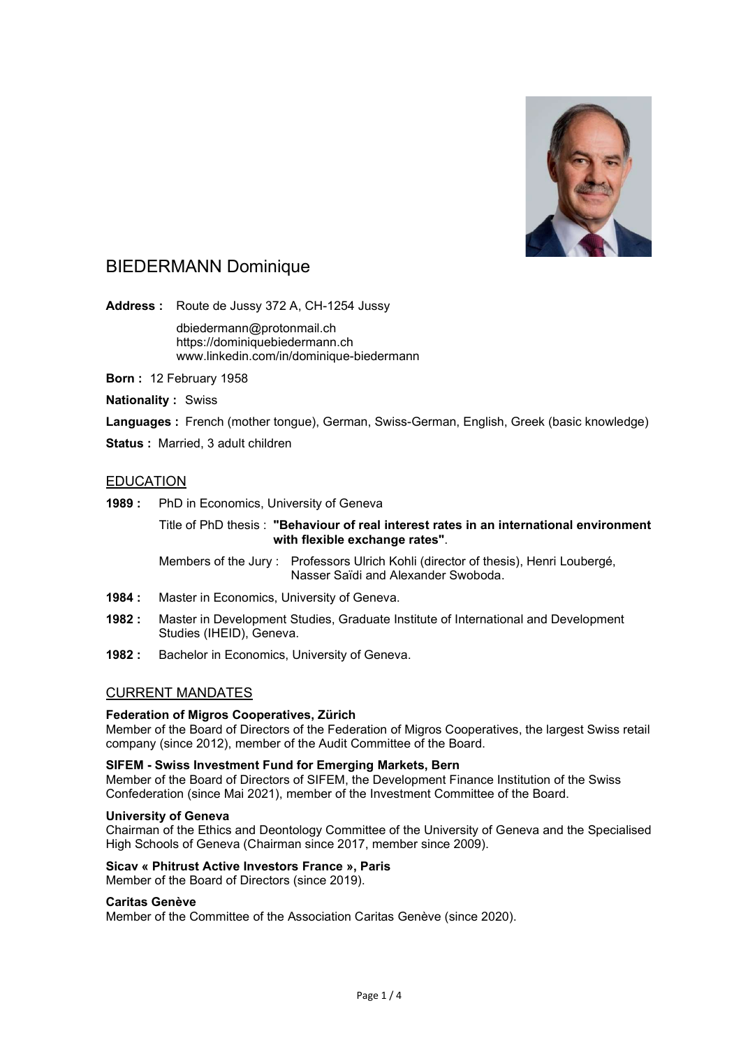# BIEDERMANN Dominique

**Address :** Route de Jussy 372 A, CH-1254 Jussy

dbiedermann@protonmail.ch
https://dominiquebiedermann.ch
www.linkedin.com/in/dominique-biedermann

**Born :** 12 February 1958

**Nationality :** Swiss

**Languages :** French (mother tongue), German, Swiss-German, English, Greek (basic knowledge)

**Status :** Married, 3 adult children

## EDUCATION

**1989 :** PhD in Economics, University of Geneva

Title of PhD thesis : **"Behaviour of real interest rates in an international environment with flexible exchange rates"**.

Members of the Jury : Professors Ulrich Kohli (director of thesis), Henri Loubergé, Nasser Saïdi and Alexander Swoboda.

**1984 :** Master in Economics, University of Geneva.

**1982 :** Master in Development Studies, Graduate Institute of International and Development Studies (IHEID), Geneva.

**1982 :** Bachelor in Economics, University of Geneva.

## CURRENT MANDATES

**Federation of Migros Cooperatives, Zürich**
Member of the Board of Directors of the Federation of Migros Cooperatives, the largest Swiss retail company (since 2012), member of the Audit Committee of the Board.

**SIFEM - Swiss Investment Fund for Emerging Markets, Bern**
Member of the Board of Directors of SIFEM, the Development Finance Institution of the Swiss Confederation (since Mai 2021), member of the Investment Committee of the Board.

**University of Geneva**
Chairman of the Ethics and Deontology Committee of the University of Geneva and the Specialised High Schools of Geneva (Chairman since 2017, member since 2009).

**Sicav « Phitrust Active Investors France », Paris**
Member of the Board of Directors (since 2019).

**Caritas Genève**
Member of the Committee of the Association Caritas Genève (since 2020).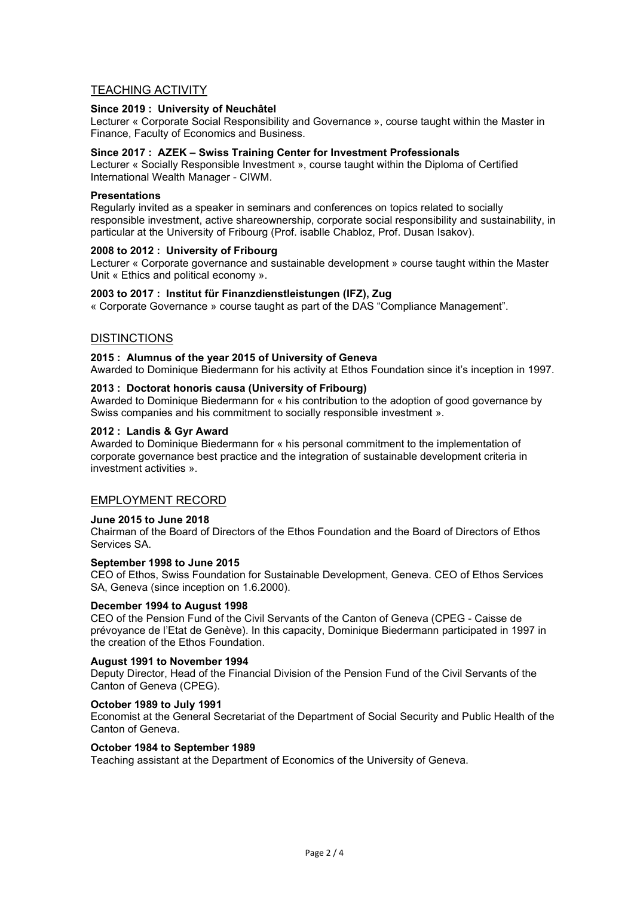## TEACHING ACTIVITY

**Since 2019 : University of Neuchâtel**
Lecturer « Corporate Social Responsibility and Governance », course taught within the Master in Finance, Faculty of Economics and Business.

**Since 2017 : AZEK – Swiss Training Center for Investment Professionals**
Lecturer « Socially Responsible Investment », course taught within the Diploma of Certified International Wealth Manager - CIWM.

**Presentations**
Regularly invited as a speaker in seminars and conferences on topics related to socially responsible investment, active shareownership, corporate social responsibility and sustainability, in particular at the University of Fribourg (Prof. isablle Chabloz, Prof. Dusan Isakov).

**2008 to 2012 : University of Fribourg**
Lecturer « Corporate governance and sustainable development » course taught within the Master Unit « Ethics and political economy ».

**2003 to 2017 : Institut für Finanzdienstleistungen (IFZ), Zug**
« Corporate Governance » course taught as part of the DAS "Compliance Management".

## DISTINCTIONS

**2015 : Alumnus of the year 2015 of University of Geneva**
Awarded to Dominique Biedermann for his activity at Ethos Foundation since it's inception in 1997.

**2013 : Doctorat honoris causa (University of Fribourg)**
Awarded to Dominique Biedermann for « his contribution to the adoption of good governance by Swiss companies and his commitment to socially responsible investment ».

**2012 : Landis & Gyr Award**
Awarded to Dominique Biedermann for « his personal commitment to the implementation of corporate governance best practice and the integration of sustainable development criteria in investment activities ».

## EMPLOYMENT RECORD

**June 2015 to June 2018**
Chairman of the Board of Directors of the Ethos Foundation and the Board of Directors of Ethos Services SA.

**September 1998 to June 2015**
CEO of Ethos, Swiss Foundation for Sustainable Development, Geneva. CEO of Ethos Services SA, Geneva (since inception on 1.6.2000).

**December 1994 to August 1998**
CEO of the Pension Fund of the Civil Servants of the Canton of Geneva (CPEG - Caisse de prévoyance de l'Etat de Genève). In this capacity, Dominique Biedermann participated in 1997 in the creation of the Ethos Foundation.

**August 1991 to November 1994**
Deputy Director, Head of the Financial Division of the Pension Fund of the Civil Servants of the Canton of Geneva (CPEG).

**October 1989 to July 1991**
Economist at the General Secretariat of the Department of Social Security and Public Health of the Canton of Geneva.

**October 1984 to September 1989**
Teaching assistant at the Department of Economics of the University of Geneva.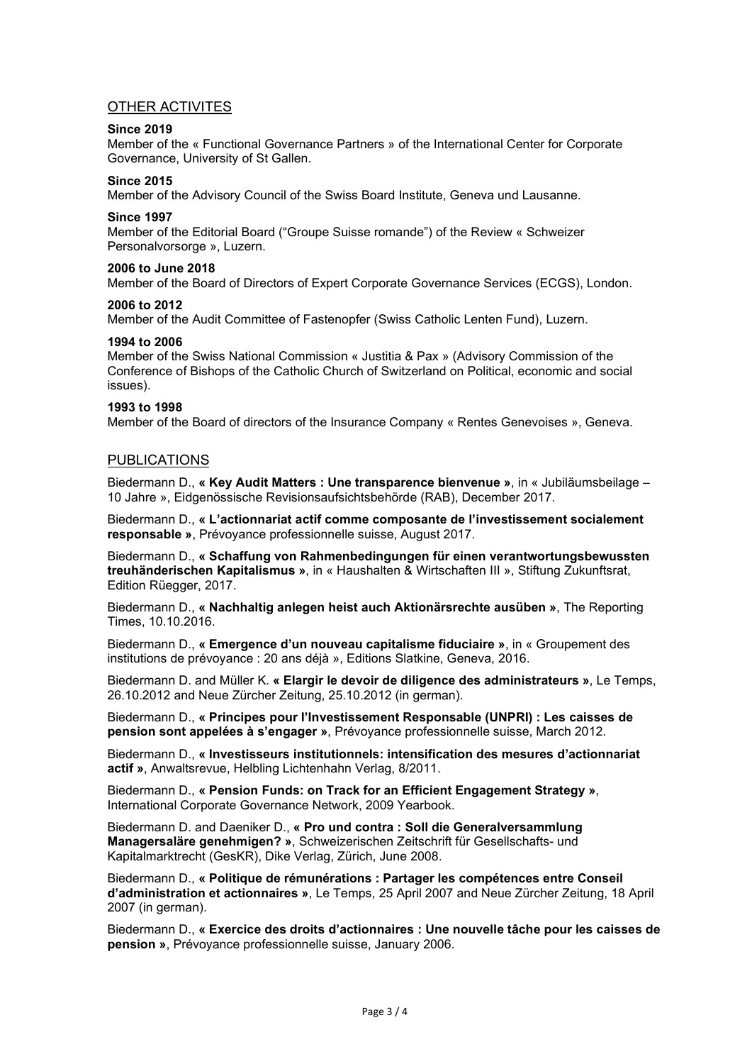## OTHER ACTIVITES

**Since 2019**
Member of the « Functional Governance Partners » of the International Center for Corporate Governance, University of St Gallen.

**Since 2015**
Member of the Advisory Council of the Swiss Board Institute, Geneva und Lausanne.

**Since 1997**
Member of the Editorial Board ("Groupe Suisse romande") of the Review « Schweizer Personalvorsorge », Luzern.

**2006 to June 2018**
Member of the Board of Directors of Expert Corporate Governance Services (ECGS), London.

**2006 to 2012**
Member of the Audit Committee of Fastenopfer (Swiss Catholic Lenten Fund), Luzern.

**1994 to 2006**
Member of the Swiss National Commission « Justitia & Pax » (Advisory Commission of the Conference of Bishops of the Catholic Church of Switzerland on Political, economic and social issues).

**1993 to 1998**
Member of the Board of directors of the Insurance Company « Rentes Genevoises », Geneva.

## PUBLICATIONS

Biedermann D., **« Key Audit Matters : Une transparence bienvenue »**, in « Jubiläumsbeilage – 10 Jahre », Eidgenössische Revisionsaufsichtsbehörde (RAB), December 2017.

Biedermann D., **« L'actionnariat actif comme composante de l'investissement socialement responsable »**, Prévoyance professionnelle suisse, August 2017.

Biedermann D., **« Schaffung von Rahmenbedingungen für einen verantwortungsbewussten treuhänderischen Kapitalismus »**, in « Haushalten & Wirtschaften III », Stiftung Zukunftsrat, Edition Rüegger, 2017.

Biedermann D., **« Nachhaltig anlegen heist auch Aktionärsrechte ausüben »**, The Reporting Times, 10.10.2016.

Biedermann D., **« Emergence d'un nouveau capitalisme fiduciaire »**, in « Groupement des institutions de prévoyance : 20 ans déjà », Editions Slatkine, Geneva, 2016.

Biedermann D. and Müller K. **« Elargir le devoir de diligence des administrateurs »**, Le Temps, 26.10.2012 and Neue Zürcher Zeitung, 25.10.2012 (in german).

Biedermann D., **« Principes pour l'Investissement Responsable (UNPRI) : Les caisses de pension sont appelées à s'engager »**, Prévoyance professionnelle suisse, March 2012.

Biedermann D., **« Investisseurs institutionnels: intensification des mesures d'actionnariat actif »**, Anwaltsrevue, Helbling Lichtenhahn Verlag, 8/2011.

Biedermann D., **« Pension Funds: on Track for an Efficient Engagement Strategy »**, International Corporate Governance Network, 2009 Yearbook.

Biedermann D. and Daeniker D., **« Pro und contra : Soll die Generalversammlung Managersaläre genehmigen? »**, Schweizerischen Zeitschrift für Gesellschafts- und Kapitalmarktrecht (GesKR), Dike Verlag, Zürich, June 2008.

Biedermann D., **« Politique de rémunérations : Partager les compétences entre Conseil d'administration et actionnaires »**, Le Temps, 25 April 2007 and Neue Zürcher Zeitung, 18 April 2007 (in german).

Biedermann D., **« Exercice des droits d'actionnaires : Une nouvelle tâche pour les caisses de pension »**, Prévoyance professionnelle suisse, January 2006.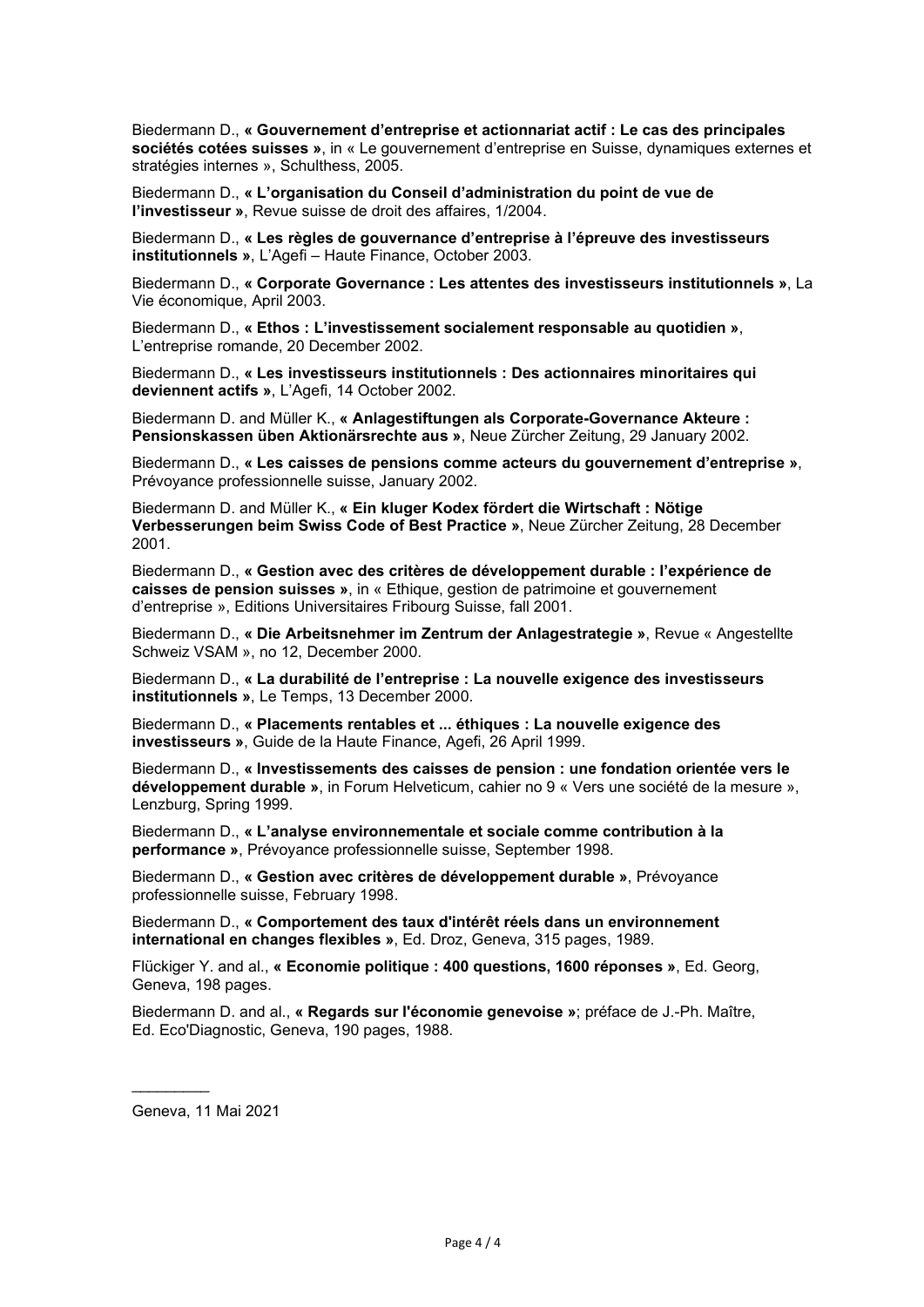Biedermann D., **« Gouvernement d'entreprise et actionnariat actif : Le cas des principales sociétés cotées suisses »**, in « Le gouvernement d'entreprise en Suisse, dynamiques externes et stratégies internes », Schulthess, 2005.

Biedermann D., **« L'organisation du Conseil d'administration du point de vue de l'investisseur »**, Revue suisse de droit des affaires, 1/2004.

Biedermann D., **« Les règles de gouvernance d'entreprise à l'épreuve des investisseurs institutionnels »**, L'Agefi – Haute Finance, October 2003.

Biedermann D., **« Corporate Governance : Les attentes des investisseurs institutionnels »**, La Vie économique, April 2003.

Biedermann D., **« Ethos : L'investissement socialement responsable au quotidien »**, L'entreprise romande, 20 December 2002.

Biedermann D., **« Les investisseurs institutionnels : Des actionnaires minoritaires qui deviennent actifs »**, L'Agefi, 14 October 2002.

Biedermann D. and Müller K., **« Anlagestiftungen als Corporate-Governance Akteure : Pensionskassen üben Aktionärsrechte aus »**, Neue Zürcher Zeitung, 29 January 2002.

Biedermann D., **« Les caisses de pensions comme acteurs du gouvernement d'entreprise »**, Prévoyance professionnelle suisse, January 2002.

Biedermann D. and Müller K., **« Ein kluger Kodex fördert die Wirtschaft : Nötige Verbesserungen beim Swiss Code of Best Practice »**, Neue Zürcher Zeitung, 28 December 2001.

Biedermann D., **« Gestion avec des critères de développement durable : l'expérience de caisses de pension suisses »**, in « Ethique, gestion de patrimoine et gouvernement d'entreprise », Editions Universitaires Fribourg Suisse, fall 2001.

Biedermann D., **« Die Arbeitsnehmer im Zentrum der Anlagestrategie »**, Revue « Angestellte Schweiz VSAM », no 12, December 2000.

Biedermann D., **« La durabilité de l'entreprise : La nouvelle exigence des investisseurs institutionnels »**, Le Temps, 13 December 2000.

Biedermann D., **« Placements rentables et ... éthiques : La nouvelle exigence des investisseurs »**, Guide de la Haute Finance, Agefi, 26 April 1999.

Biedermann D., **« Investissements des caisses de pension : une fondation orientée vers le développement durable »**, in Forum Helveticum, cahier no 9 « Vers une société de la mesure », Lenzburg, Spring 1999.

Biedermann D., **« L'analyse environnementale et sociale comme contribution à la performance »**, Prévoyance professionnelle suisse, September 1998.

Biedermann D., **« Gestion avec critères de développement durable »**, Prévoyance professionnelle suisse, February 1998.

Biedermann D., **« Comportement des taux d'intérêt réels dans un environnement international en changes flexibles »**, Ed. Droz, Geneva, 315 pages, 1989.

Flückiger Y. and al., **« Economie politique : 400 questions, 1600 réponses »**, Ed. Georg, Geneva, 198 pages.

Biedermann D. and al., **« Regards sur l'économie genevoise »**; préface de J.-Ph. Maître, Ed. Eco'Diagnostic, Geneva, 190 pages, 1988.

---

Geneva, 11 Mai 2021